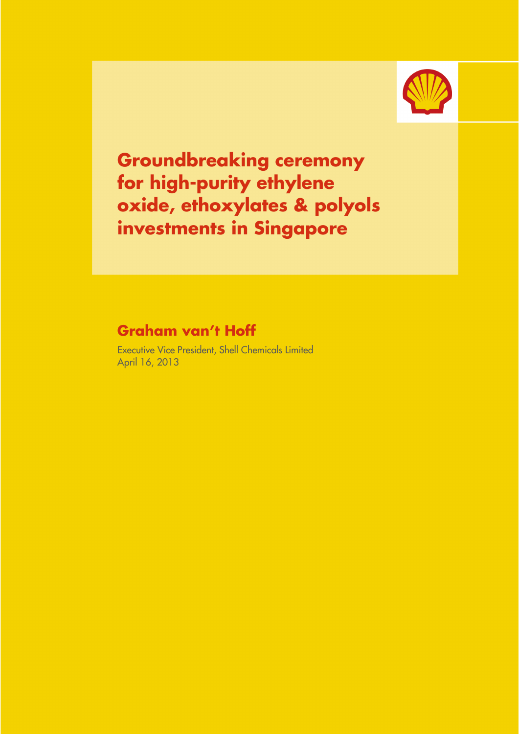# Groundbreaking ceremony for high-purity ethylene oxide, ethoxylates & polyols investments in Singapore

## Graham van't Hoff

Executive Vice President, Shell Chemicals Limited
April 16, 2013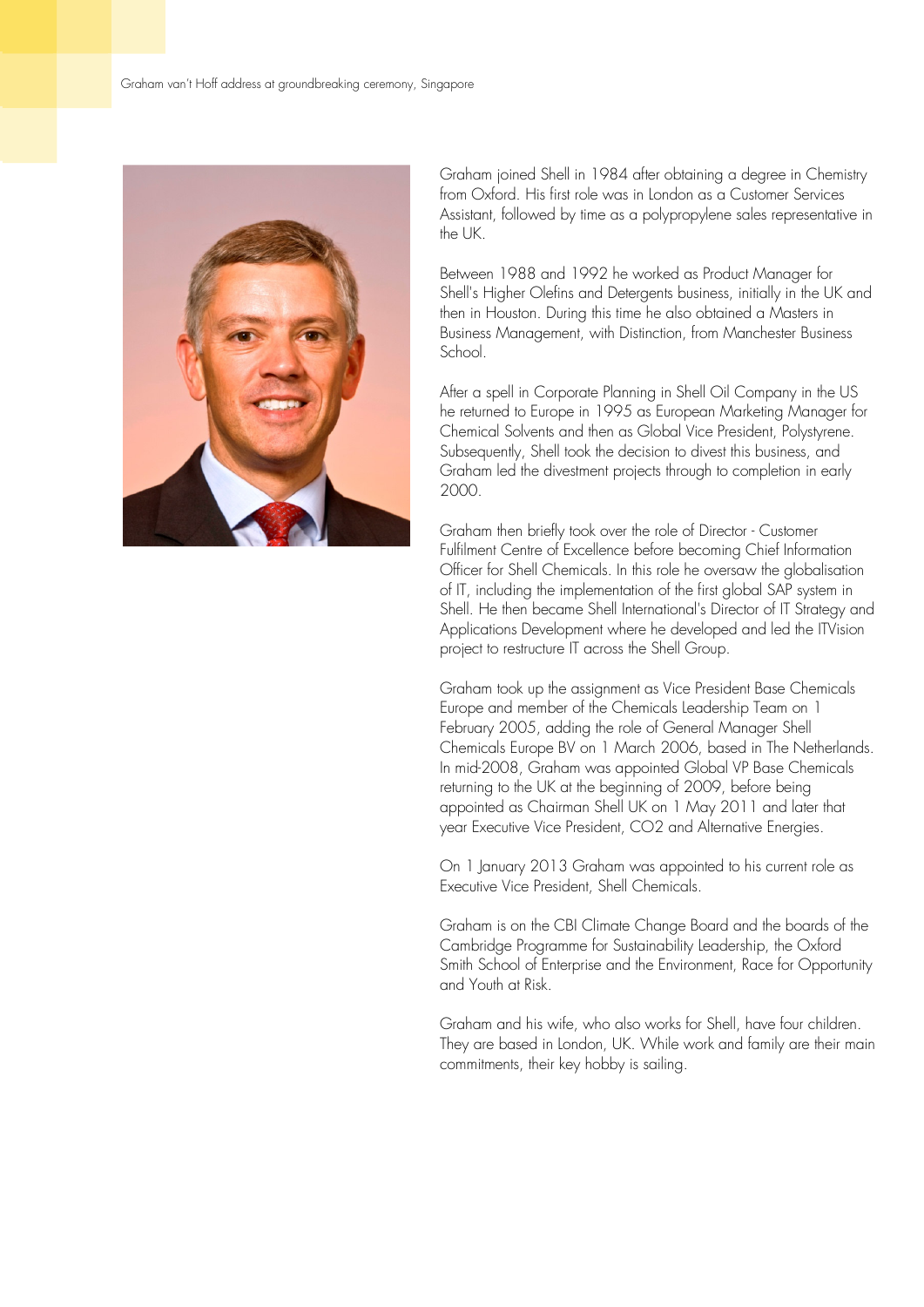Graham joined Shell in 1984 after obtaining a degree in Chemistry from Oxford. His first role was in London as a Customer Services Assistant, followed by time as a polypropylene sales representative in the UK.

Between 1988 and 1992 he worked as Product Manager for Shell's Higher Olefins and Detergents business, initially in the UK and then in Houston. During this time he also obtained a Masters in Business Management, with Distinction, from Manchester Business School.

After a spell in Corporate Planning in Shell Oil Company in the US he returned to Europe in 1995 as European Marketing Manager for Chemical Solvents and then as Global Vice President, Polystyrene. Subsequently, Shell took the decision to divest this business, and Graham led the divestment projects through to completion in early 2000.

Graham then briefly took over the role of Director - Customer Fulfilment Centre of Excellence before becoming Chief Information Officer for Shell Chemicals. In this role he oversaw the globalisation of IT, including the implementation of the first global SAP system in Shell. He then became Shell International's Director of IT Strategy and Applications Development where he developed and led the ITVision project to restructure IT across the Shell Group.

Graham took up the assignment as Vice President Base Chemicals Europe and member of the Chemicals Leadership Team on 1 February 2005, adding the role of General Manager Shell Chemicals Europe BV on 1 March 2006, based in The Netherlands. In mid-2008, Graham was appointed Global VP Base Chemicals returning to the UK at the beginning of 2009, before being appointed as Chairman Shell UK on 1 May 2011 and later that year Executive Vice President, CO2 and Alternative Energies.

On 1 January 2013 Graham was appointed to his current role as Executive Vice President, Shell Chemicals.

Graham is on the CBI Climate Change Board and the boards of the Cambridge Programme for Sustainability Leadership, the Oxford Smith School of Enterprise and the Environment, Race for Opportunity and Youth at Risk.

Graham and his wife, who also works for Shell, have four children. They are based in London, UK. While work and family are their main commitments, their key hobby is sailing.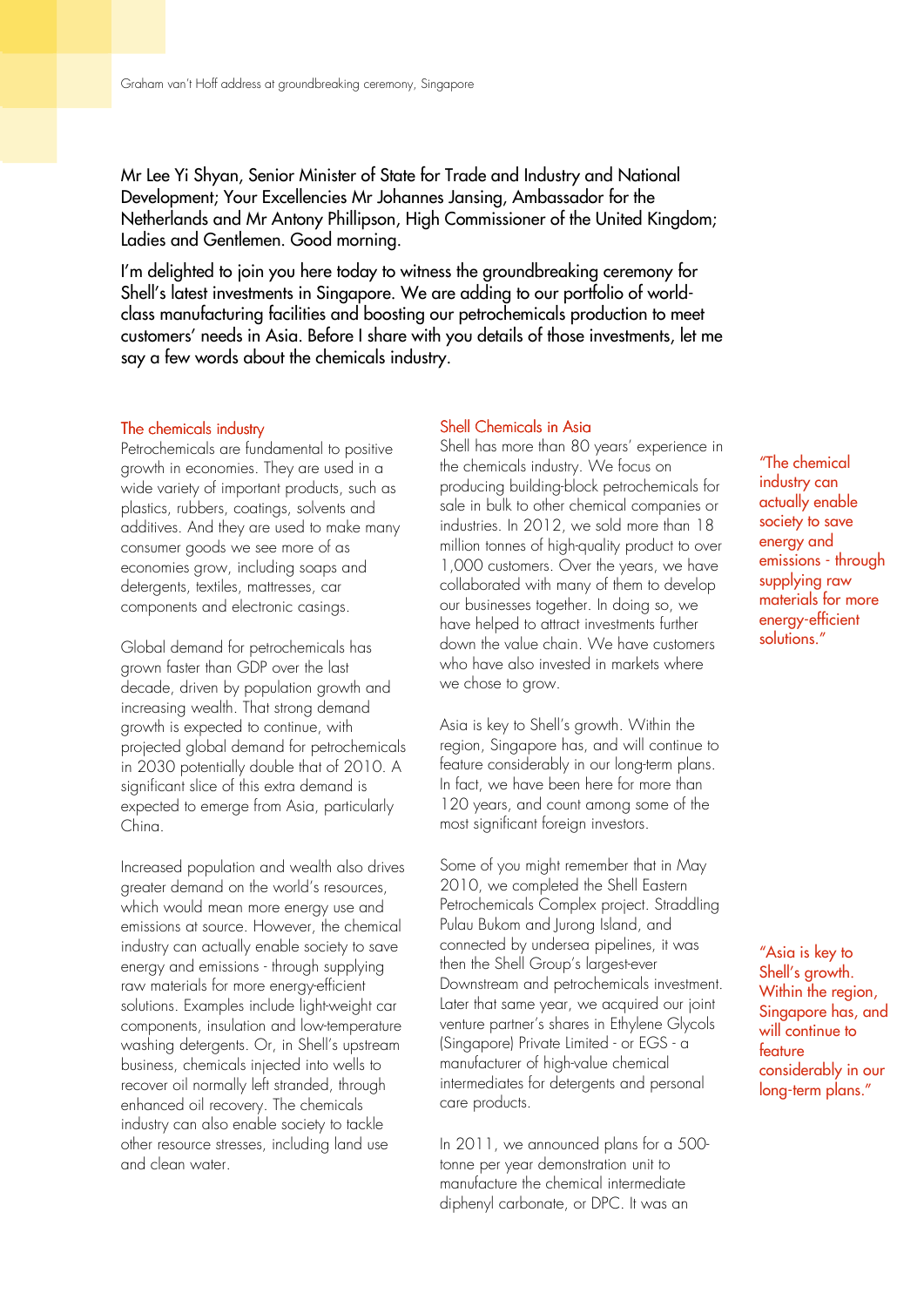Mr Lee Yi Shyan, Senior Minister of State for Trade and Industry and National Development; Your Excellencies Mr Johannes Jansing, Ambassador for the Netherlands and Mr Antony Phillipson, High Commissioner of the United Kingdom; Ladies and Gentlemen. Good morning.

I'm delighted to join you here today to witness the groundbreaking ceremony for Shell's latest investments in Singapore. We are adding to our portfolio of world-class manufacturing facilities and boosting our petrochemicals production to meet customers' needs in Asia. Before I share with you details of those investments, let me say a few words about the chemicals industry.

## The chemicals industry

Petrochemicals are fundamental to positive growth in economies. They are used in a wide variety of important products, such as plastics, rubbers, coatings, solvents and additives. And they are used to make many consumer goods we see more of as economies grow, including soaps and detergents, textiles, mattresses, car components and electronic casings.

Global demand for petrochemicals has grown faster than GDP over the last decade, driven by population growth and increasing wealth. That strong demand growth is expected to continue, with projected global demand for petrochemicals in 2030 potentially double that of 2010. A significant slice of this extra demand is expected to emerge from Asia, particularly China.

Increased population and wealth also drives greater demand on the world's resources, which would mean more energy use and emissions at source. However, the chemical industry can actually enable society to save energy and emissions - through supplying raw materials for more energy-efficient solutions. Examples include light-weight car components, insulation and low-temperature washing detergents. Or, in Shell's upstream business, chemicals injected into wells to recover oil normally left stranded, through enhanced oil recovery. The chemicals industry can also enable society to tackle other resource stresses, including land use and clean water.

## Shell Chemicals in Asia

Shell has more than 80 years' experience in the chemicals industry. We focus on producing building-block petrochemicals for sale in bulk to other chemical companies or industries. In 2012, we sold more than 18 million tonnes of high-quality product to over 1,000 customers. Over the years, we have collaborated with many of them to develop our businesses together. In doing so, we have helped to attract investments further down the value chain. We have customers who have also invested in markets where we chose to grow.

Asia is key to Shell's growth. Within the region, Singapore has, and will continue to feature considerably in our long-term plans. In fact, we have been here for more than 120 years, and count among some of the most significant foreign investors.

Some of you might remember that in May 2010, we completed the Shell Eastern Petrochemicals Complex project. Straddling Pulau Bukom and Jurong Island, and connected by undersea pipelines, it was then the Shell Group's largest-ever Downstream and petrochemicals investment. Later that same year, we acquired our joint venture partner's shares in Ethylene Glycols (Singapore) Private Limited - or EGS - a manufacturer of high-value chemical intermediates for detergents and personal care products.

In 2011, we announced plans for a 500-tonne per year demonstration unit to manufacture the chemical intermediate diphenyl carbonate, or DPC. It was an

> "The chemical industry can actually enable society to save energy and emissions - through supplying raw materials for more energy-efficient solutions."

> "Asia is key to Shell's growth. Within the region, Singapore has, and will continue to feature considerably in our long-term plans."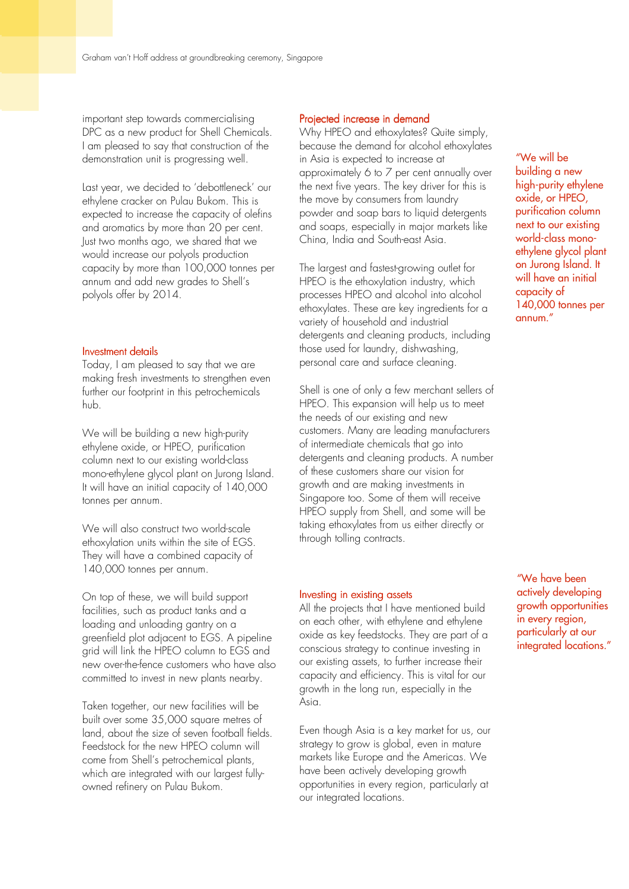important step towards commercialising DPC as a new product for Shell Chemicals. I am pleased to say that construction of the demonstration unit is progressing well.

Last year, we decided to 'debottleneck' our ethylene cracker on Pulau Bukom. This is expected to increase the capacity of olefins and aromatics by more than 20 per cent. Just two months ago, we shared that we would increase our polyols production capacity by more than 100,000 tonnes per annum and add new grades to Shell's polyols offer by 2014.

## Investment details

Today, I am pleased to say that we are making fresh investments to strengthen even further our footprint in this petrochemicals hub.

We will be building a new high-purity ethylene oxide, or HPEO, purification column next to our existing world-class mono-ethylene glycol plant on Jurong Island. It will have an initial capacity of 140,000 tonnes per annum.

We will also construct two world-scale ethoxylation units within the site of EGS. They will have a combined capacity of 140,000 tonnes per annum.

On top of these, we will build support facilities, such as product tanks and a loading and unloading gantry on a greenfield plot adjacent to EGS. A pipeline grid will link the HPEO column to EGS and new over-the-fence customers who have also committed to invest in new plants nearby.

Taken together, our new facilities will be built over some 35,000 square metres of land, about the size of seven football fields. Feedstock for the new HPEO column will come from Shell's petrochemical plants, which are integrated with our largest fully-owned refinery on Pulau Bukom.

## Projected increase in demand

Why HPEO and ethoxylates? Quite simply, because the demand for alcohol ethoxylates in Asia is expected to increase at approximately 6 to 7 per cent annually over the next five years. The key driver for this is the move by consumers from laundry powder and soap bars to liquid detergents and soaps, especially in major markets like China, India and South-east Asia.

The largest and fastest-growing outlet for HPEO is the ethoxylation industry, which processes HPEO and alcohol into alcohol ethoxylates. These are key ingredients for a variety of household and industrial detergents and cleaning products, including those used for laundry, dishwashing, personal care and surface cleaning.

Shell is one of only a few merchant sellers of HPEO. This expansion will help us to meet the needs of our existing and new customers. Many are leading manufacturers of intermediate chemicals that go into detergents and cleaning products. A number of these customers share our vision for growth and are making investments in Singapore too. Some of them will receive HPEO supply from Shell, and some will be taking ethoxylates from us either directly or through tolling contracts.

## Investing in existing assets

All the projects that I have mentioned build on each other, with ethylene and ethylene oxide as key feedstocks. They are part of a conscious strategy to continue investing in our existing assets, to further increase their capacity and efficiency. This is vital for our growth in the long run, especially in the Asia.

Even though Asia is a key market for us, our strategy to grow is global, even in mature markets like Europe and the Americas. We have been actively developing growth opportunities in every region, particularly at our integrated locations.

> "We will be building a new high-purity ethylene oxide, or HPEO, purification column next to our existing world-class mono-ethylene glycol plant on Jurong Island. It will have an initial capacity of 140,000 tonnes per annum."

> "We have been actively developing growth opportunities in every region, particularly at our integrated locations."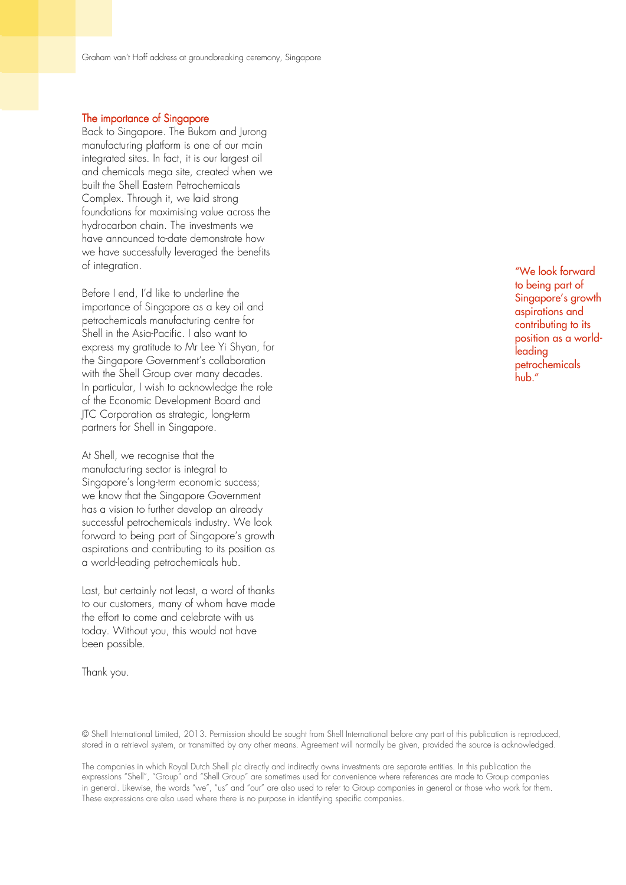## The importance of Singapore

Back to Singapore. The Bukom and Jurong manufacturing platform is one of our main integrated sites. In fact, it is our largest oil and chemicals mega site, created when we built the Shell Eastern Petrochemicals Complex. Through it, we laid strong foundations for maximising value across the hydrocarbon chain. The investments we have announced to-date demonstrate how we have successfully leveraged the benefits of integration.

Before I end, I'd like to underline the importance of Singapore as a key oil and petrochemicals manufacturing centre for Shell in the Asia-Pacific. I also want to express my gratitude to Mr Lee Yi Shyan, for the Singapore Government's collaboration with the Shell Group over many decades. In particular, I wish to acknowledge the role of the Economic Development Board and JTC Corporation as strategic, long-term partners for Shell in Singapore.

At Shell, we recognise that the manufacturing sector is integral to Singapore's long-term economic success; we know that the Singapore Government has a vision to further develop an already successful petrochemicals industry. We look forward to being part of Singapore's growth aspirations and contributing to its position as a world-leading petrochemicals hub.

"We look forward to being part of Singapore's growth aspirations and contributing to its position as a world-leading petrochemicals hub."

Last, but certainly not least, a word of thanks to our customers, many of whom have made the effort to come and celebrate with us today. Without you, this would not have been possible.

Thank you.

© Shell International Limited, 2013. Permission should be sought from Shell International before any part of this publication is reproduced, stored in a retrieval system, or transmitted by any other means. Agreement will normally be given, provided the source is acknowledged.

The companies in which Royal Dutch Shell plc directly and indirectly owns investments are separate entities. In this publication the expressions "Shell", "Group" and "Shell Group" are sometimes used for convenience where references are made to Group companies in general. Likewise, the words "we", "us" and "our" are also used to refer to Group companies in general or those who work for them. These expressions are also used where there is no purpose in identifying specific companies.